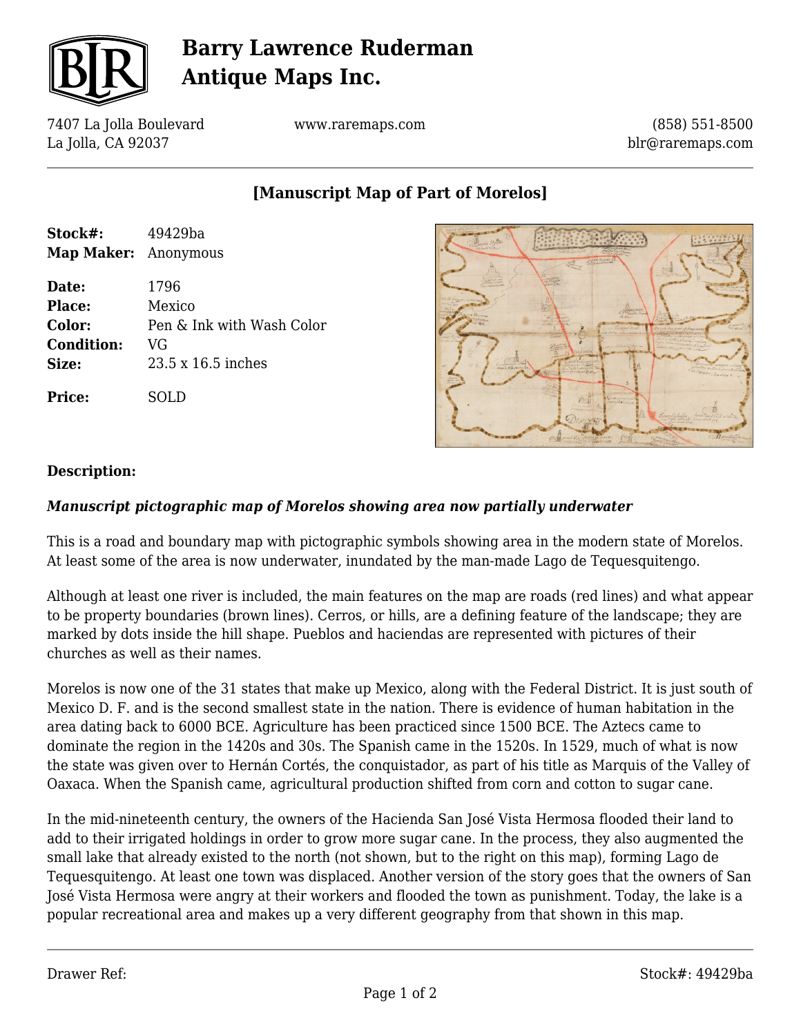# Barry Lawrence Ruderman Antique Maps Inc.

7407 La Jolla Boulevard
La Jolla, CA 92037

www.raremaps.com

(858) 551-8500
blr@raremaps.com

## [Manuscript Map of Part of Morelos]

| | |
|---|---|
| **Stock#:** | 49429ba |
| **Map Maker:** | Anonymous |
| **Date:** | 1796 |
| **Place:** | Mexico |
| **Color:** | Pen & Ink with Wash Color |
| **Condition:** | VG |
| **Size:** | 23.5 x 16.5 inches |
| **Price:** | SOLD |

### Description:

***Manuscript pictographic map of Morelos showing area now partially underwater***

This is a road and boundary map with pictographic symbols showing area in the modern state of Morelos. At least some of the area is now underwater, inundated by the man-made Lago de Tequesquitengo.

Although at least one river is included, the main features on the map are roads (red lines) and what appear to be property boundaries (brown lines). Cerros, or hills, are a defining feature of the landscape; they are marked by dots inside the hill shape. Pueblos and haciendas are represented with pictures of their churches as well as their names.

Morelos is now one of the 31 states that make up Mexico, along with the Federal District. It is just south of Mexico D. F. and is the second smallest state in the nation. There is evidence of human habitation in the area dating back to 6000 BCE. Agriculture has been practiced since 1500 BCE. The Aztecs came to dominate the region in the 1420s and 30s. The Spanish came in the 1520s. In 1529, much of what is now the state was given over to Hernán Cortés, the conquistador, as part of his title as Marquis of the Valley of Oaxaca. When the Spanish came, agricultural production shifted from corn and cotton to sugar cane.

In the mid-nineteenth century, the owners of the Hacienda San José Vista Hermosa flooded their land to add to their irrigated holdings in order to grow more sugar cane. In the process, they also augmented the small lake that already existed to the north (not shown, but to the right on this map), forming Lago de Tequesquitengo. At least one town was displaced. Another version of the story goes that the owners of San José Vista Hermosa were angry at their workers and flooded the town as punishment. Today, the lake is a popular recreational area and makes up a very different geography from that shown in this map.

Drawer Ref:

Stock#: 49429ba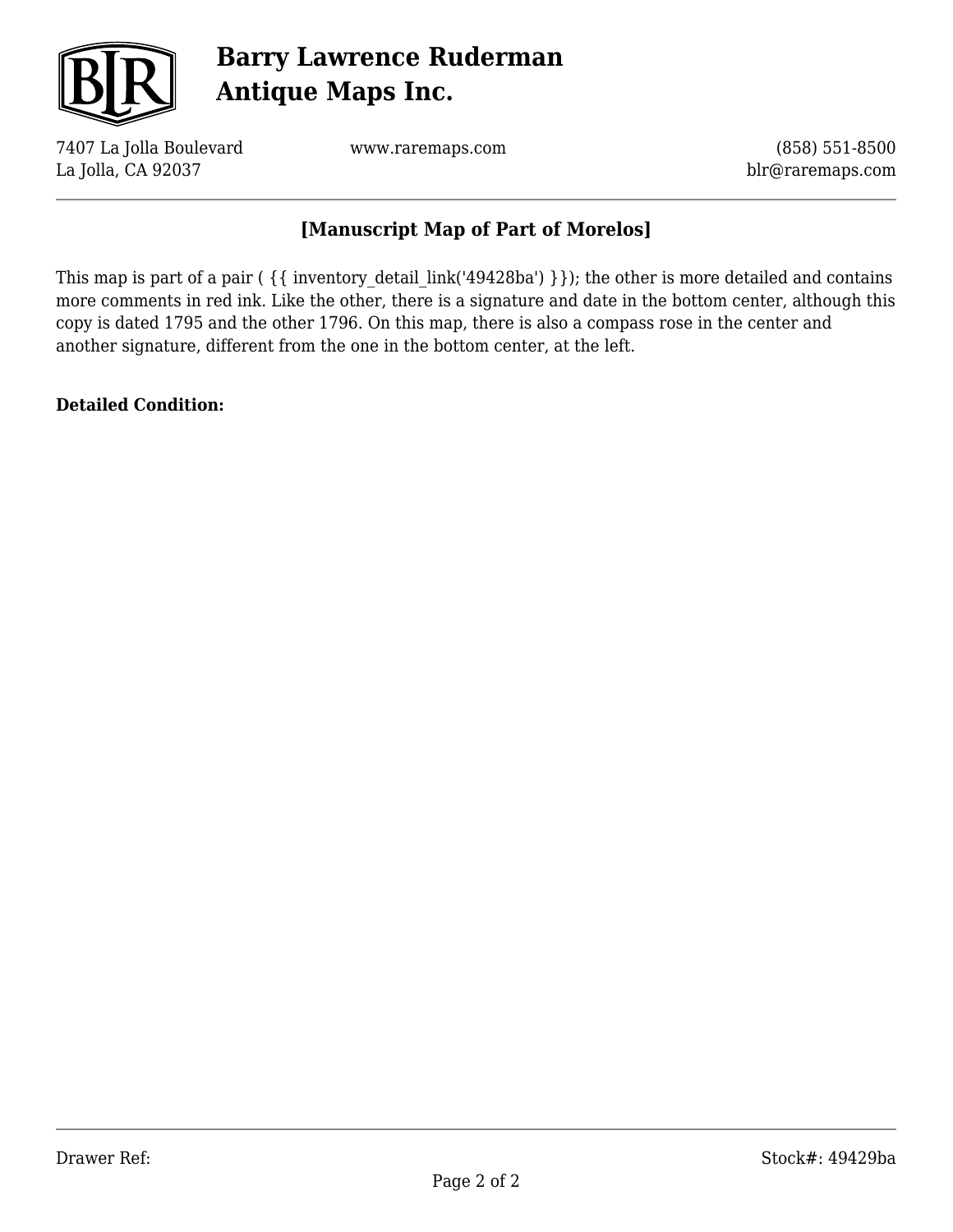## [Manuscript Map of Part of Morelos]

This map is part of a pair ( {{ inventory_detail_link('49428ba') }}); the other is more detailed and contains more comments in red ink. Like the other, there is a signature and date in the bottom center, although this copy is dated 1795 and the other 1796. On this map, there is also a compass rose in the center and another signature, different from the one in the bottom center, at the left.

**Detailed Condition:**